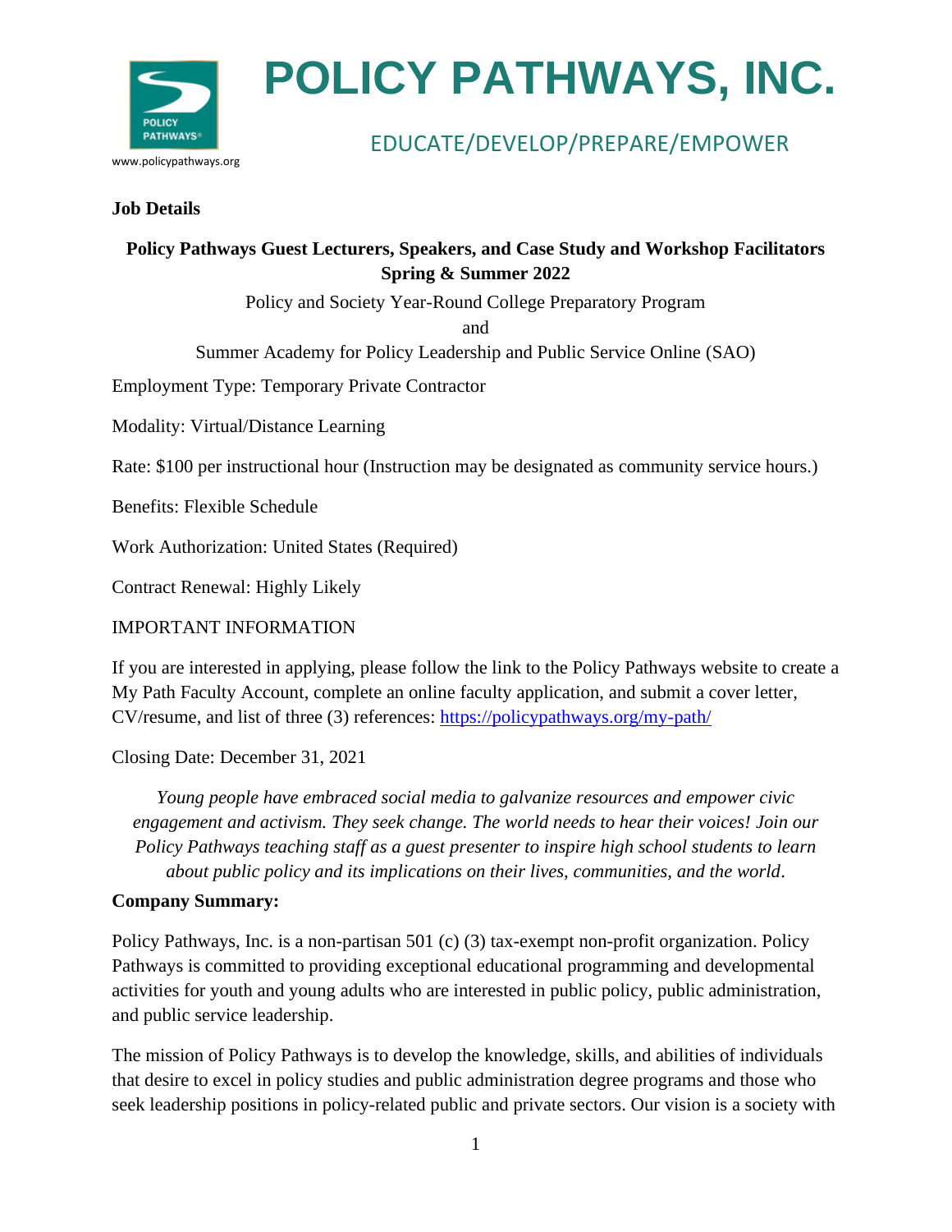# POLICY PATHWAYS, INC.

EDUCATE/DEVELOP/PREPARE/EMPOWER

www.policypathways.org

**Job Details**

**Policy Pathways Guest Lecturers, Speakers, and Case Study and Workshop Facilitators Spring & Summer 2022**

Policy and Society Year-Round College Preparatory Program

and

Summer Academy for Policy Leadership and Public Service Online (SAO)

Employment Type: Temporary Private Contractor

Modality: Virtual/Distance Learning

Rate: $100 per instructional hour (Instruction may be designated as community service hours.)

Benefits: Flexible Schedule

Work Authorization: United States (Required)

Contract Renewal: Highly Likely

IMPORTANT INFORMATION

If you are interested in applying, please follow the link to the Policy Pathways website to create a My Path Faculty Account, complete an online faculty application, and submit a cover letter, CV/resume, and list of three (3) references: https://policypathways.org/my-path/

Closing Date: December 31, 2021

*Young people have embraced social media to galvanize resources and empower civic engagement and activism. They seek change. The world needs to hear their voices! Join our Policy Pathways teaching staff as a guest presenter to inspire high school students to learn about public policy and its implications on their lives, communities, and the world*.

**Company Summary:**

Policy Pathways, Inc. is a non-partisan 501 (c) (3) tax-exempt non-profit organization. Policy Pathways is committed to providing exceptional educational programming and developmental activities for youth and young adults who are interested in public policy, public administration, and public service leadership.

The mission of Policy Pathways is to develop the knowledge, skills, and abilities of individuals that desire to excel in policy studies and public administration degree programs and those who seek leadership positions in policy-related public and private sectors. Our vision is a society with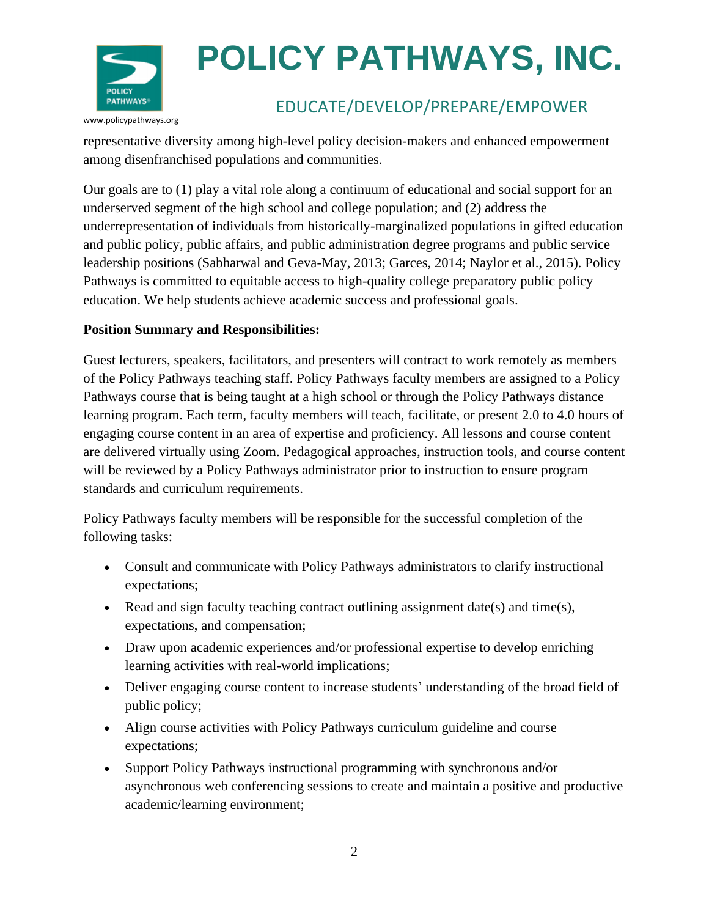representative diversity among high-level policy decision-makers and enhanced empowerment among disenfranchised populations and communities.

Our goals are to (1) play a vital role along a continuum of educational and social support for an underserved segment of the high school and college population; and (2) address the underrepresentation of individuals from historically-marginalized populations in gifted education and public policy, public affairs, and public administration degree programs and public service leadership positions (Sabharwal and Geva-May, 2013; Garces, 2014; Naylor et al., 2015). Policy Pathways is committed to equitable access to high-quality college preparatory public policy education. We help students achieve academic success and professional goals.

**Position Summary and Responsibilities:**

Guest lecturers, speakers, facilitators, and presenters will contract to work remotely as members of the Policy Pathways teaching staff. Policy Pathways faculty members are assigned to a Policy Pathways course that is being taught at a high school or through the Policy Pathways distance learning program. Each term, faculty members will teach, facilitate, or present 2.0 to 4.0 hours of engaging course content in an area of expertise and proficiency. All lessons and course content are delivered virtually using Zoom. Pedagogical approaches, instruction tools, and course content will be reviewed by a Policy Pathways administrator prior to instruction to ensure program standards and curriculum requirements.

Policy Pathways faculty members will be responsible for the successful completion of the following tasks:

- Consult and communicate with Policy Pathways administrators to clarify instructional expectations;
- Read and sign faculty teaching contract outlining assignment date(s) and time(s), expectations, and compensation;
- Draw upon academic experiences and/or professional expertise to develop enriching learning activities with real-world implications;
- Deliver engaging course content to increase students' understanding of the broad field of public policy;
- Align course activities with Policy Pathways curriculum guideline and course expectations;
- Support Policy Pathways instructional programming with synchronous and/or asynchronous web conferencing sessions to create and maintain a positive and productive academic/learning environment;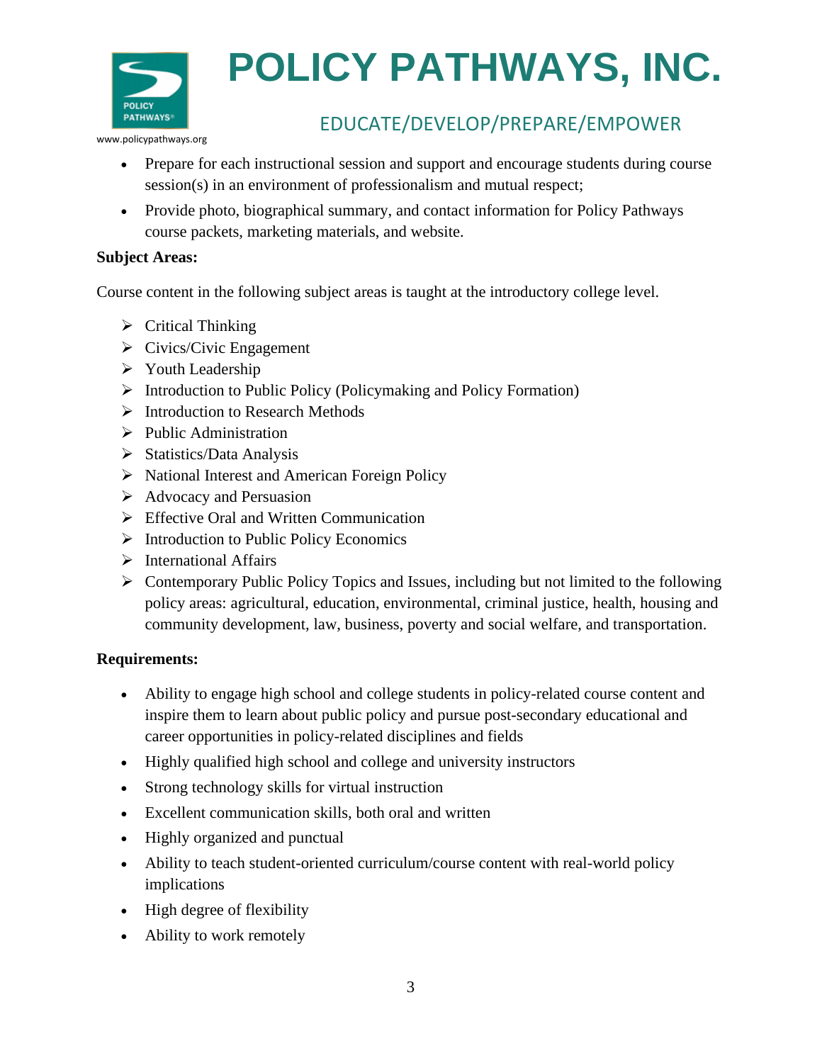- Prepare for each instructional session and support and encourage students during course session(s) in an environment of professionalism and mutual respect;
- Provide photo, biographical summary, and contact information for Policy Pathways course packets, marketing materials, and website.

**Subject Areas:**

Course content in the following subject areas is taught at the introductory college level.

- Critical Thinking
- Civics/Civic Engagement
- Youth Leadership
- Introduction to Public Policy (Policymaking and Policy Formation)
- Introduction to Research Methods
- Public Administration
- Statistics/Data Analysis
- National Interest and American Foreign Policy
- Advocacy and Persuasion
- Effective Oral and Written Communication
- Introduction to Public Policy Economics
- International Affairs
- Contemporary Public Policy Topics and Issues, including but not limited to the following policy areas: agricultural, education, environmental, criminal justice, health, housing and community development, law, business, poverty and social welfare, and transportation.

**Requirements:**

- Ability to engage high school and college students in policy-related course content and inspire them to learn about public policy and pursue post-secondary educational and career opportunities in policy-related disciplines and fields
- Highly qualified high school and college and university instructors
- Strong technology skills for virtual instruction
- Excellent communication skills, both oral and written
- Highly organized and punctual
- Ability to teach student-oriented curriculum/course content with real-world policy implications
- High degree of flexibility
- Ability to work remotely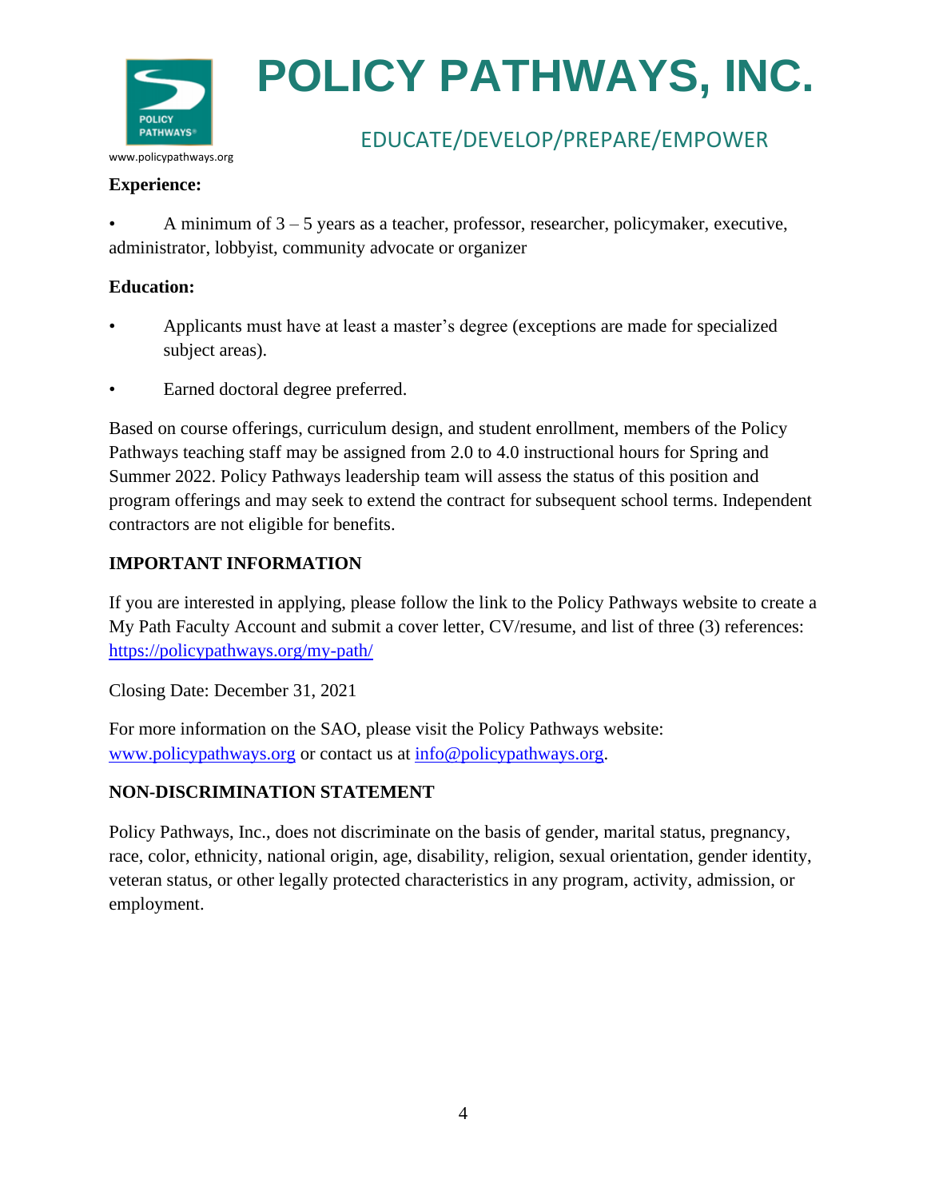**Experience:**

- A minimum of 3 – 5 years as a teacher, professor, researcher, policymaker, executive, administrator, lobbyist, community advocate or organizer

**Education:**

- Applicants must have at least a master's degree (exceptions are made for specialized subject areas).
- Earned doctoral degree preferred.

Based on course offerings, curriculum design, and student enrollment, members of the Policy Pathways teaching staff may be assigned from 2.0 to 4.0 instructional hours for Spring and Summer 2022. Policy Pathways leadership team will assess the status of this position and program offerings and may seek to extend the contract for subsequent school terms. Independent contractors are not eligible for benefits.

**IMPORTANT INFORMATION**

If you are interested in applying, please follow the link to the Policy Pathways website to create a My Path Faculty Account and submit a cover letter, CV/resume, and list of three (3) references: https://policypathways.org/my-path/

Closing Date: December 31, 2021

For more information on the SAO, please visit the Policy Pathways website: www.policypathways.org or contact us at info@policypathways.org.

**NON-DISCRIMINATION STATEMENT**

Policy Pathways, Inc., does not discriminate on the basis of gender, marital status, pregnancy, race, color, ethnicity, national origin, age, disability, religion, sexual orientation, gender identity, veteran status, or other legally protected characteristics in any program, activity, admission, or employment.